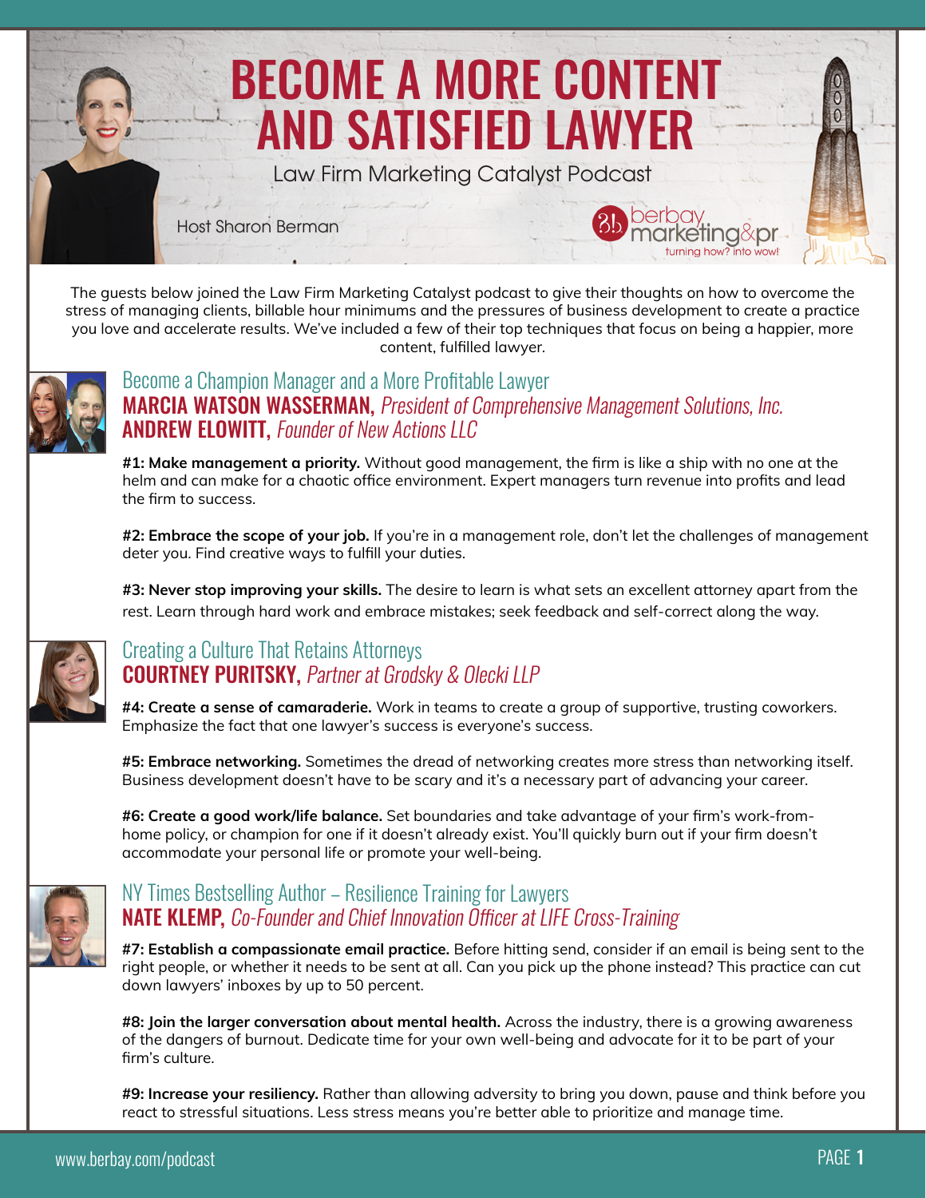# BECOME A MORE CONTENT AND SATISFIED LAWYER

Law Firm Marketing Catalyst Podcast

Host Sharon Berman

berbay marketing&pr
turning how? into wow!

The guests below joined the Law Firm Marketing Catalyst podcast to give their thoughts on how to overcome the stress of managing clients, billable hour minimums and the pressures of business development to create a practice you love and accelerate results. We've included a few of their top techniques that focus on being a happier, more content, fulfilled lawyer.

## Become a Champion Manager and a More Profitable Lawyer

**MARCIA WATSON WASSERMAN,** *President of Comprehensive Management Solutions, Inc.*
**ANDREW ELOWITT,** *Founder of New Actions LLC*

**#1: Make management a priority.** Without good management, the firm is like a ship with no one at the helm and can make for a chaotic office environment. Expert managers turn revenue into profits and lead the firm to success.

**#2: Embrace the scope of your job.** If you're in a management role, don't let the challenges of management deter you. Find creative ways to fulfill your duties.

**#3: Never stop improving your skills.** The desire to learn is what sets an excellent attorney apart from the rest. Learn through hard work and embrace mistakes; seek feedback and self-correct along the way.

## Creating a Culture That Retains Attorneys

**COURTNEY PURITSKY,** *Partner at Grodsky & Olecki LLP*

**#4: Create a sense of camaraderie.** Work in teams to create a group of supportive, trusting coworkers. Emphasize the fact that one lawyer's success is everyone's success.

**#5: Embrace networking.** Sometimes the dread of networking creates more stress than networking itself. Business development doesn't have to be scary and it's a necessary part of advancing your career.

**#6: Create a good work/life balance.** Set boundaries and take advantage of your firm's work-from-home policy, or champion for one if it doesn't already exist. You'll quickly burn out if your firm doesn't accommodate your personal life or promote your well-being.

## NY Times Bestselling Author – Resilience Training for Lawyers

**NATE KLEMP,** *Co-Founder and Chief Innovation Officer at LIFE Cross-Training*

**#7: Establish a compassionate email practice.** Before hitting send, consider if an email is being sent to the right people, or whether it needs to be sent at all. Can you pick up the phone instead? This practice can cut down lawyers' inboxes by up to 50 percent.

**#8: Join the larger conversation about mental health.** Across the industry, there is a growing awareness of the dangers of burnout. Dedicate time for your own well-being and advocate for it to be part of your firm's culture.

**#9: Increase your resiliency.** Rather than allowing adversity to bring you down, pause and think before you react to stressful situations. Less stress means you're better able to prioritize and manage time.

www.berbay.com/podcast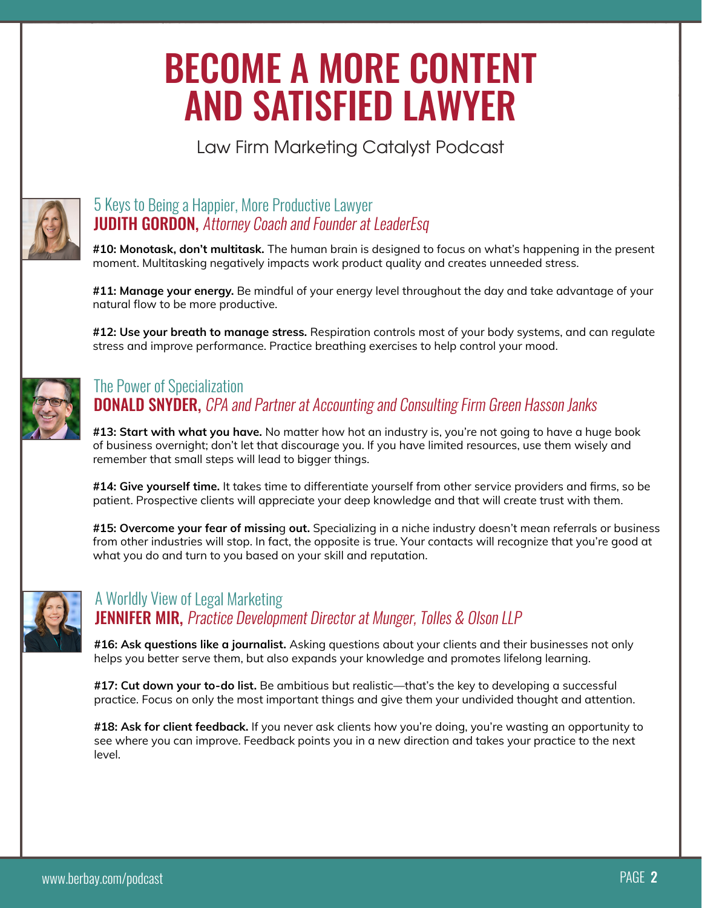# BECOME A MORE CONTENT AND SATISFIED LAWYER

Law Firm Marketing Catalyst Podcast

## 5 Keys to Being a Happier, More Productive Lawyer

### JUDITH GORDON, *Attorney Coach and Founder at LeaderEsq*

**#10: Monotask, don't multitask.** The human brain is designed to focus on what's happening in the present moment. Multitasking negatively impacts work product quality and creates unneeded stress.

**#11: Manage your energy.** Be mindful of your energy level throughout the day and take advantage of your natural flow to be more productive.

**#12: Use your breath to manage stress.** Respiration controls most of your body systems, and can regulate stress and improve performance. Practice breathing exercises to help control your mood.

## The Power of Specialization

### DONALD SNYDER, *CPA and Partner at Accounting and Consulting Firm Green Hasson Janks*

**#13: Start with what you have.** No matter how hot an industry is, you're not going to have a huge book of business overnight; don't let that discourage you. If you have limited resources, use them wisely and remember that small steps will lead to bigger things.

**#14: Give yourself time.** It takes time to differentiate yourself from other service providers and firms, so be patient. Prospective clients will appreciate your deep knowledge and that will create trust with them.

**#15: Overcome your fear of missing out.** Specializing in a niche industry doesn't mean referrals or business from other industries will stop. In fact, the opposite is true. Your contacts will recognize that you're good at what you do and turn to you based on your skill and reputation.

## A Worldly View of Legal Marketing

### JENNIFER MIR, *Practice Development Director at Munger, Tolles & Olson LLP*

**#16: Ask questions like a journalist.** Asking questions about your clients and their businesses not only helps you better serve them, but also expands your knowledge and promotes lifelong learning.

**#17: Cut down your to-do list.** Be ambitious but realistic—that's the key to developing a successful practice. Focus on only the most important things and give them your undivided thought and attention.

**#18: Ask for client feedback.** If you never ask clients how you're doing, you're wasting an opportunity to see where you can improve. Feedback points you in a new direction and takes your practice to the next level.